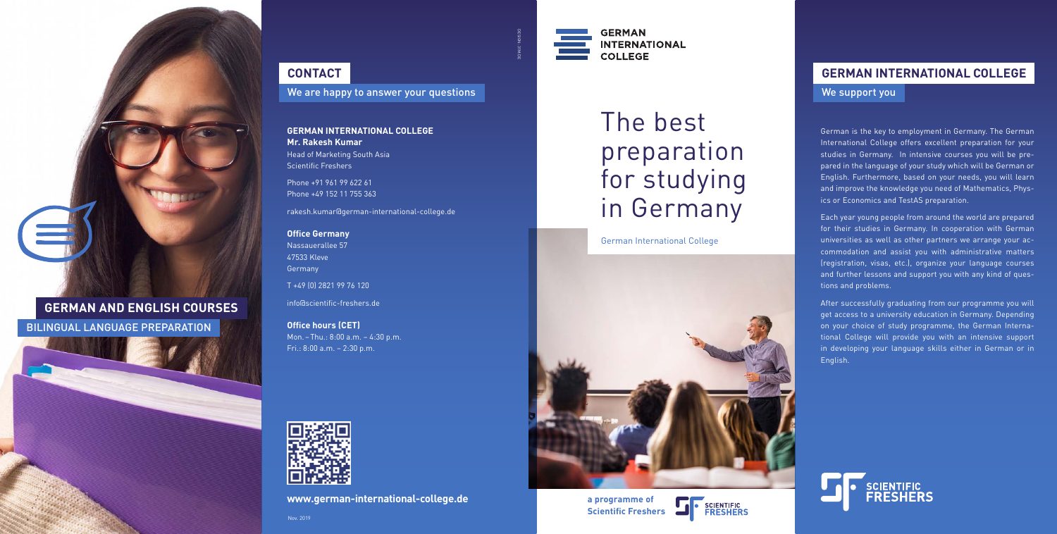## GERMAN AND ENGLISH COURSES

BILINGUAL LANGUAGE PREPARATION

## CONTACT

We are happy to answer your questions

**GERMAN INTERNATIONAL COLLEGE**
**Mr. Rakesh Kumar**
Head of Marketing South Asia
Scientific Freshers

Phone +91 961 99 622 61
Phone +49 152 11 755 363

rakesh.kumar@german-international-college.de

**Office Germany**
Nassauerallee 57
47533 Kleve
Germany

T +49 (0) 2821 99 76 120

info@scientific-freshers.de

**Office hours (CET)**
Mon. – Thu.: 8:00 a.m. – 4:30 p.m.
Fri.: 8:00 a.m. – 2:30 p.m.

**www.german-international-college.de**

Nov. 2019

**GERMAN INTERNATIONAL COLLEGE**

# The best preparation for studying in Germany

German International College

**a programme of Scientific Freshers**

SCIENTIFIC FRESHERS

## GERMAN INTERNATIONAL COLLEGE

We support you

German is the key to employment in Germany. The German International College offers excellent preparation for your studies in Germany. In intensive courses you will be prepared in the language of your study which will be German or English. Furthermore, based on your needs, you will learn and improve the knowledge you need of Mathematics, Physics or Economics and TestAS preparation.

Each year young people from around the world are prepared for their studies in Germany. In cooperation with German universities as well as other partners we arrange your accommodation and assist you with administrative matters (registration, visas, etc.), organize your language courses and further lessons and support you with any kind of questions and problems.

After successfully graduating from our programme you will get access to a university education in Germany. Depending on your choice of study programme, the German International College will provide you with an intensive support in developing your language skills either in German or in English.

SCIENTIFIC FRESHERS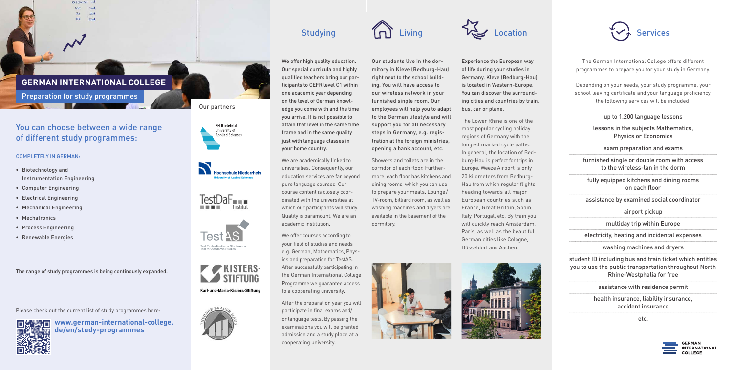# GERMAN INTERNATIONAL COLLEGE

## Preparation for study programmes

## You can choose between a wide range of different study programmes:

COMPLETELY IN GERMAN:

- Biotechnology and Instrumentation Engineering
- Computer Engineering
- Electrical Engineering
- Mechanical Engineering
- Mechatronics
- Process Engineering
- Renewable Energies

The range of study programmes is being continously expanded.

Please check out the current list of study programmes here:

**www.german-international-college.de/en/study-programmes**

Our partners

FH Bielefeld University of Applied Sciences

Hochschule Niederrhein University of Applied Sciences

TestDaF Institut

TestAS Test für Ausländische Studierende Test for Academic Studies

KISTERS-STIFTUNG Karl-und-Maria-Kisters-Stiftung

THEODOR BRAUER HAUS

## Studying

We offer high quality education. Our special curricula and highly qualified teachers bring our participants to CEFR level C1 within one academic year depending on the level of German knowledge you come with and the time you arrive. It is not possible to attain that level in the same time frame and in the same quality just with language classes in your home country.

We are academically linked to universities. Consequently, our education services are far beyond pure language courses. Our course content is closely coordinated with the universities at which our participants will study. Quality is paramount. We are an academic institution.

We offer courses according to your field of studies and needs e.g. German, Mathematics, Physics and preparation for TestAS. After successfully participating in the German International College Programme we guarantee access to a cooperating university.

After the preparation year you will participate in final exams and/or language tests. By passing the examinations you will be granted admission and a study place at a cooperating university.

## Living

Our students live in the dormitory in Kleve (Bedburg-Hau) right next to the school building. You will have access to our wireless network in your furnished single room. Our employees will help you to adapt to the German lifestyle and will support you for all necessary steps in Germany, e.g. registration at the foreign ministries, opening a bank account, etc.

Showers and toilets are in the corridor of each floor. Furthermore, each floor has kitchens and dining rooms, which you can use to prepare your meals. Lounge/TV-room, billiard room, as well as washing machines and dryers are available in the basement of the dormitory.

## Location

Experience the European way of life during your studies in Germany. Kleve (Bedburg-Hau) is located in Western-Europe. You can discover the surrounding cities and countries by train, bus, car or plane.

The Lower Rhine is one of the most popular cycling holiday regions of Germany with the longest marked cycle paths. In general, the location of Bedburg-Hau is perfect for trips in Europe. Weeze Airport is only 20 kilometers from Bedburg-Hau from which regular flights heading towards all major European countries such as France, Great Britain, Spain, Italy, Portugal, etc. By train you will quickly reach Amsterdam, Paris, as well as the beautiful German cities like Cologne, Düsseldorf and Aachen.

## Services

The German International College offers different programmes to prepare you for your study in Germany.

Depending on your needs, your study programme, your school leaving certificate and your language proficiency, the following services will be included:

- up to 1.200 language lessons
- lessons in the subjects Mathematics, Physics or Economics
- exam preparation and exams
- furnished single or double room with access to the wireless-lan in the dorm
- fully equipped kitchens and dining rooms on each floor
- assistance by examined social coordinator
- airport pickup
- multiday trip within Europe
- electricity, heating and incidental expenses
- washing machines and dryers
- student ID including bus and train ticket which entitles you to use the public transportation throughout North Rhine-Westphalia for free
- assistance with residence permit
- health insurance, liability insurance, accident insurance
- etc.

GERMAN INTERNATIONAL COLLEGE